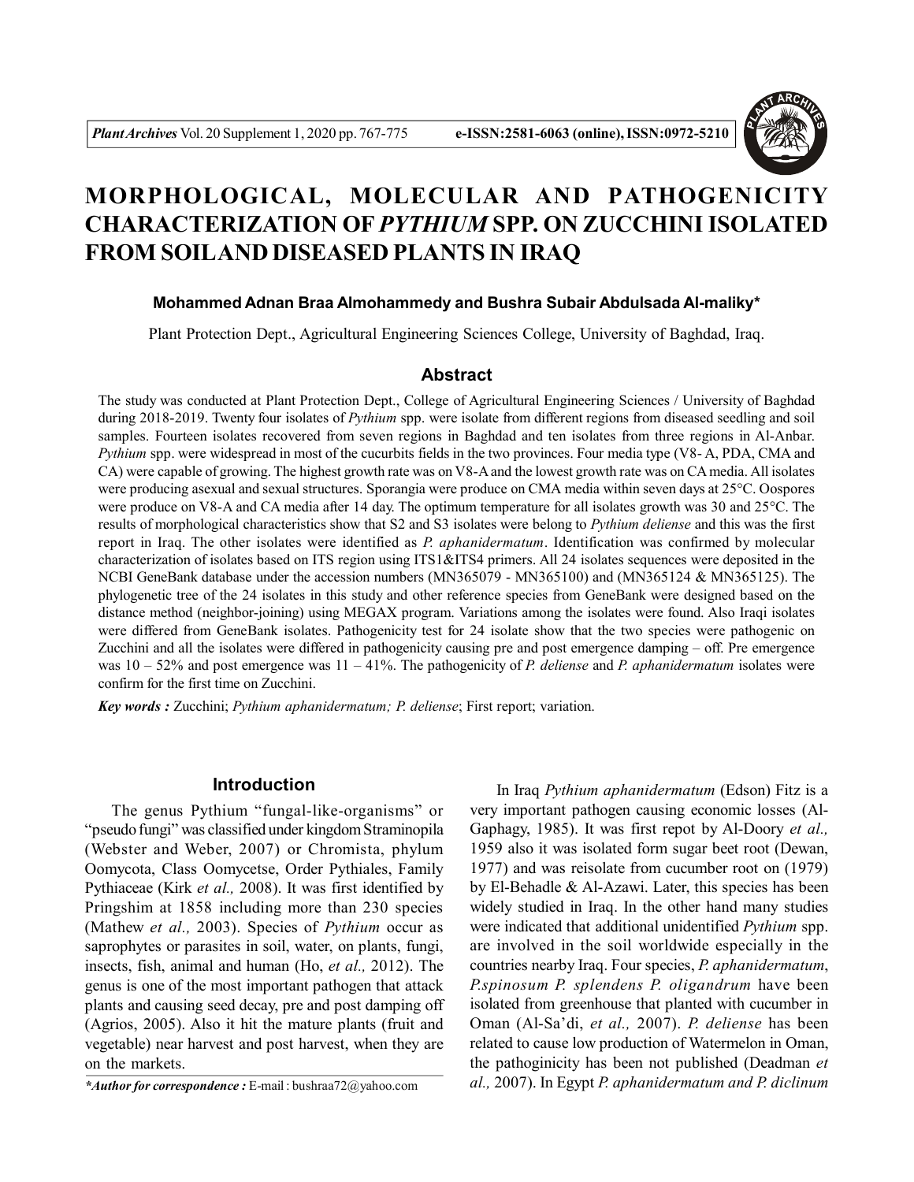# MORPHOLOGICAL, MOLECULAR AND PATHOGENICITY CHARACTERIZATION OF *PYTHIUM* SPP. ON ZUCCHINI ISOLATED FROM SOILAND DISEASED PLANTS IN IRAQ

**Mohammed Adnan Braa Almohammedy and Bushra Subair Abdulsada Al-maliky***

Plant Protection Dept., Agricultural Engineering Sciences College, University of Baghdad, Iraq.

## Abstract

The study was conducted at Plant Protection Dept., College of Agricultural Engineering Sciences / University of Baghdad during 2018-2019. Twenty four isolates of *Pythium* spp. were isolate from different regions from diseased seedling and soil samples. Fourteen isolates recovered from seven regions in Baghdad and ten isolates from three regions in Al-Anbar. *Pythium* spp. were widespread in most of the cucurbits fields in the two provinces. Four media type (V8- A, PDA, CMA and CA) were capable of growing. The highest growth rate was on V8-A and the lowest growth rate was on CA media. All isolates were producing asexual and sexual structures. Sporangia were produce on CMA media within seven days at 25°C. Oospores were produce on V8-A and CA media after 14 day. The optimum temperature for all isolates growth was 30 and 25°C. The results of morphological characteristics show that S2 and S3 isolates were belong to *Pythium deliense* and this was the first report in Iraq. The other isolates were identified as *P. aphanidermatum*. Identification was confirmed by molecular characterization of isolates based on ITS region using ITS1&ITS4 primers. All 24 isolates sequences were deposited in the NCBI GeneBank database under the accession numbers (MN365079 - MN365100) and (MN365124 & MN365125). The phylogenetic tree of the 24 isolates in this study and other reference species from GeneBank were designed based on the distance method (neighbor-joining) using MEGAX program. Variations among the isolates were found. Also Iraqi isolates were differed from GeneBank isolates. Pathogenicity test for 24 isolate show that the two species were pathogenic on Zucchini and all the isolates were differed in pathogenicity causing pre and post emergence damping – off. Pre emergence was 10 – 52% and post emergence was 11 – 41%. The pathogenicity of *P. deliense* and *P. aphanidermatum* isolates were confirm for the first time on Zucchini.

***Key words :*** Zucchini; *Pythium aphanidermatum; P. deliense*; First report; variation.

## Introduction

The genus Pythium "fungal-like-organisms" or "pseudo fungi" was classified under kingdom Straminopila (Webster and Weber, 2007) or Chromista, phylum Oomycota, Class Oomycetse, Order Pythiales, Family Pythiaceae (Kirk *et al.,* 2008). It was first identified by Pringshim at 1858 including more than 230 species (Mathew *et al.,* 2003). Species of *Pythium* occur as saprophytes or parasites in soil, water, on plants, fungi, insects, fish, animal and human (Ho, *et al.,* 2012). The genus is one of the most important pathogen that attack plants and causing seed decay, pre and post damping off (Agrios, 2005). Also it hit the mature plants (fruit and vegetable) near harvest and post harvest, when they are on the markets.

In Iraq *Pythium aphanidermatum* (Edson) Fitz is a very important pathogen causing economic losses (Al-Gaphagy, 1985). It was first repot by Al-Doory *et al.,* 1959 also it was isolated form sugar beet root (Dewan, 1977) and was reisolate from cucumber root on (1979) by El-Behadle & Al-Azawi. Later, this species has been widely studied in Iraq. In the other hand many studies were indicated that additional unidentified *Pythium* spp. are involved in the soil worldwide especially in the countries nearby Iraq. Four species, *P. aphanidermatum*, *P.spinosum P. splendens P. oligandrum* have been isolated from greenhouse that planted with cucumber in Oman (Al-Sa'di, *et al.,* 2007). *P. deliense* has been related to cause low production of Watermelon in Oman, the pathoginicity has been not published (Deadman *et al.,* 2007). In Egypt *P. aphanidermatum and P. diclinum*

---

****Author for correspondence :*** E-mail : bushraa72@yahoo.com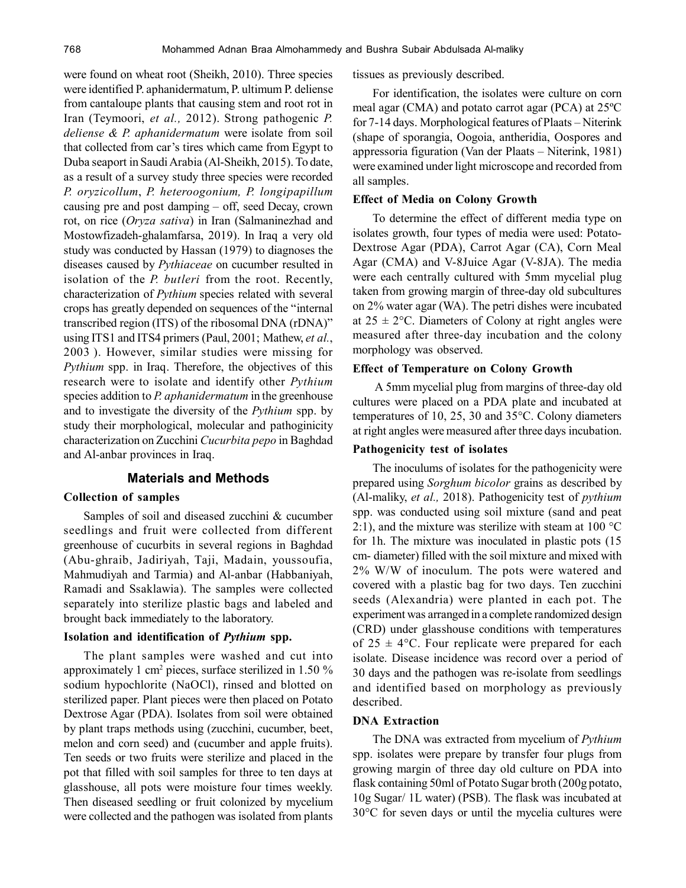were found on wheat root (Sheikh, 2010). Three species were identified P. aphanidermatum, P. ultimum P. deliense from cantaloupe plants that causing stem and root rot in Iran (Teymoori, *et al.,* 2012). Strong pathogenic *P. deliense & P. aphanidermatum* were isolate from soil that collected from car's tires which came from Egypt to Duba seaport in Saudi Arabia (Al-Sheikh, 2015). To date, as a result of a survey study three species were recorded *P. oryzicollum*, *P. heteroogonium, P. longipapillum* causing pre and post damping – off, seed Decay, crown rot, on rice (*Oryza sativa*) in Iran (Salmaninezhad and Mostowfizadeh-ghalamfarsa, 2019). In Iraq a very old study was conducted by Hassan (1979) to diagnoses the diseases caused by *Pythiaceae* on cucumber resulted in isolation of the *P. butleri* from the root. Recently, characterization of *Pythium* species related with several crops has greatly depended on sequences of the "internal transcribed region (ITS) of the ribosomal DNA (rDNA)" using ITS1 and ITS4 primers (Paul, 2001; Mathew, *et al.*, 2003 ). However, similar studies were missing for *Pythium* spp. in Iraq. Therefore, the objectives of this research were to isolate and identify other *Pythium* species addition to *P. aphanidermatum* in the greenhouse and to investigate the diversity of the *Pythium* spp. by study their morphological, molecular and pathoginicity characterization on Zucchini *Cucurbita pepo* in Baghdad and Al-anbar provinces in Iraq.

## Materials and Methods

### Collection of samples

Samples of soil and diseased zucchini & cucumber seedlings and fruit were collected from different greenhouse of cucurbits in several regions in Baghdad (Abu-ghraib, Jadiriyah, Taji, Madain, youssoufia, Mahmudiyah and Tarmia) and Al-anbar (Habbaniyah, Ramadi and Ssaklawia). The samples were collected separately into sterilize plastic bags and labeled and brought back immediately to the laboratory.

### Isolation and identification of *Pythium* spp.

The plant samples were washed and cut into approximately 1 $cm^2$ pieces, surface sterilized in 1.50 % sodium hypochlorite (NaOCl), rinsed and blotted on sterilized paper. Plant pieces were then placed on Potato Dextrose Agar (PDA). Isolates from soil were obtained by plant traps methods using (zucchini, cucumber, beet, melon and corn seed) and (cucumber and apple fruits). Ten seeds or two fruits were sterilize and placed in the pot that filled with soil samples for three to ten days at glasshouse, all pots were moisture four times weekly. Then diseased seedling or fruit colonized by mycelium were collected and the pathogen was isolated from plants tissues as previously described.

For identification, the isolates were culture on corn meal agar (CMA) and potato carrot agar (PCA) at 25ºC for 7-14 days. Morphological features of Plaats – Niterink (shape of sporangia, Oogoia, antheridia, Oospores and appressoria figuration (Van der Plaats – Niterink, 1981) were examined under light microscope and recorded from all samples.

### Effect of Media on Colony Growth

To determine the effect of different media type on isolates growth, four types of media were used: Potato-Dextrose Agar (PDA), Carrot Agar (CA), Corn Meal Agar (CMA) and V-8Juice Agar (V-8JA). The media were each centrally cultured with 5mm mycelial plug taken from growing margin of three-day old subcultures on 2% water agar (WA). The petri dishes were incubated at 25 ± 2°C. Diameters of Colony at right angles were measured after three-day incubation and the colony morphology was observed.

### Effect of Temperature on Colony Growth

A 5mm mycelial plug from margins of three-day old cultures were placed on a PDA plate and incubated at temperatures of 10, 25, 30 and 35°C. Colony diameters at right angles were measured after three days incubation.

### Pathogenicity test of isolates

The inoculums of isolates for the pathogenicity were prepared using *Sorghum bicolor* grains as described by (Al-maliky, *et al.,* 2018). Pathogenicity test of *pythium* spp. was conducted using soil mixture (sand and peat 2:1), and the mixture was sterilize with steam at 100 °C for 1h. The mixture was inoculated in plastic pots (15 cm- diameter) filled with the soil mixture and mixed with 2% W/W of inoculum. The pots were watered and covered with a plastic bag for two days. Ten zucchini seeds (Alexandria) were planted in each pot. The experiment was arranged in a complete randomized design (CRD) under glasshouse conditions with temperatures of 25 ± 4°C. Four replicate were prepared for each isolate. Disease incidence was record over a period of 30 days and the pathogen was re-isolate from seedlings and identified based on morphology as previously described.

### DNA Extraction

The DNA was extracted from mycelium of *Pythium* spp. isolates were prepare by transfer four plugs from growing margin of three day old culture on PDA into flask containing 50ml of Potato Sugar broth (200g potato, 10g Sugar/ 1L water) (PSB). The flask was incubated at 30°C for seven days or until the mycelia cultures were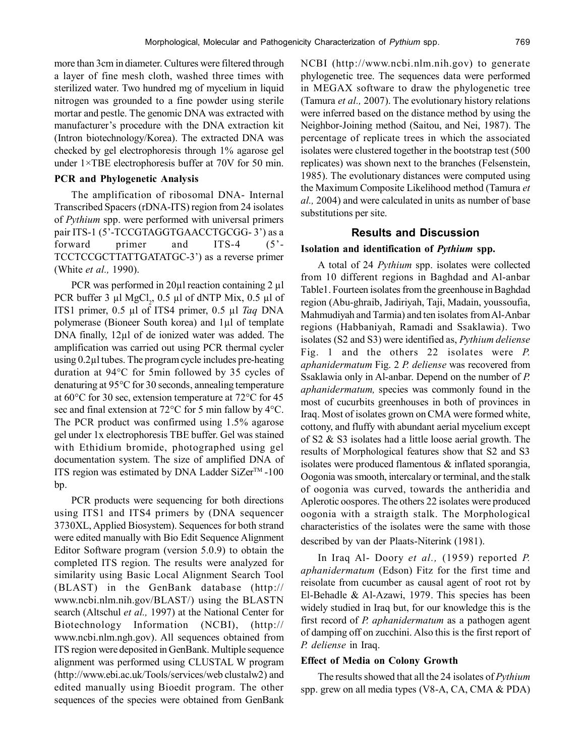more than 3cm in diameter. Cultures were filtered through a layer of fine mesh cloth, washed three times with sterilized water. Two hundred mg of mycelium in liquid nitrogen was grounded to a fine powder using sterile mortar and pestle. The genomic DNA was extracted with manufacturer's procedure with the DNA extraction kit (Intron biotechnology/Korea). The extracted DNA was checked by gel electrophoresis through 1% agarose gel under 1×TBE electrophoresis buffer at 70V for 50 min.

### PCR and Phylogenetic Analysis

The amplification of ribosomal DNA- Internal Transcribed Spacers (rDNA-ITS) region from 24 isolates of *Pythium* spp. were performed with universal primers pair ITS-1 (5'-TCCGTAGGTGAACCTGCGG- 3') as a forward primer and ITS-4 (5'-TCCTCCGCTTATTGATATGC-3') as a reverse primer (White *et al.,* 1990).

PCR was performed in 20µl reaction containing 2 µl PCR buffer 3 µl $MgCl_2$, 0.5 µl of dNTP Mix, 0.5 µl of ITS1 primer, 0.5 µl of ITS4 primer, 0.5 µl *Taq* DNA polymerase (Bioneer South korea) and 1µl of template DNA finally, 12µl of de ionized water was added. The amplification was carried out using PCR thermal cycler using 0.2µl tubes. The program cycle includes pre-heating duration at 94°C for 5min followed by 35 cycles of denaturing at 95°C for 30 seconds, annealing temperature at 60°C for 30 sec, extension temperature at 72°C for 45 sec and final extension at 72°C for 5 min fallow by 4°C. The PCR product was confirmed using 1.5% agarose gel under 1x electrophoresis TBE buffer. Gel was stained with Ethidium bromide, photographed using gel documentation system. The size of amplified DNA of ITS region was estimated by DNA Ladder SiZer™ -100 bp.

PCR products were sequencing for both directions using ITS1 and ITS4 primers by (DNA sequencer 3730XL, Applied Biosystem). Sequences for both strand were edited manually with Bio Edit Sequence Alignment Editor Software program (version 5.0.9) to obtain the completed ITS region. The results were analyzed for similarity using Basic Local Alignment Search Tool (BLAST) in the GenBank database (http://www.ncbi.nlm.nih.gov/BLAST/) using the BLASTN search (Altschul *et al.,* 1997) at the National Center for Biotechnology Information (NCBI), (http://www.ncbi.nlm.ngh.gov). All sequences obtained from ITS region were deposited in GenBank. Multiple sequence alignment was performed using CLUSTAL W program (http://www.ebi.ac.uk/Tools/services/web clustalw2) and edited manually using Bioedit program. The other sequences of the species were obtained from GenBank NCBI (http://www.ncbi.nlm.nih.gov) to generate phylogenetic tree. The sequences data were performed in MEGAX software to draw the phylogenetic tree (Tamura *et al.,* 2007). The evolutionary history relations were inferred based on the distance method by using the Neighbor-Joining method (Saitou, and Nei, 1987). The percentage of replicate trees in which the associated isolates were clustered together in the bootstrap test (500 replicates) was shown next to the branches (Felsenstein, 1985). The evolutionary distances were computed using the Maximum Composite Likelihood method (Tamura *et al.,* 2004) and were calculated in units as number of base substitutions per site.

## Results and Discussion

### Isolation and identification of *Pythium* spp.

A total of 24 *Pythium* spp. isolates were collected from 10 different regions in Baghdad and Al-anbar Table1. Fourteen isolates from the greenhouse in Baghdad region (Abu-ghraib, Jadiriyah, Taji, Madain, youssoufia, Mahmudiyah and Tarmia) and ten isolates from Al-Anbar regions (Habbaniyah, Ramadi and Ssaklawia). Two isolates (S2 and S3) were identified as, *Pythium deliense* Fig. 1 and the others 22 isolates were *P. aphanidermatum* Fig. 2 *P. deliense* was recovered from Ssaklawia only in Al-anbar. Depend on the number of *P. aphanidermatum,* species was commonly found in the most of cucurbits greenhouses in both of provinces in Iraq. Most of isolates grown on CMA were formed white, cottony, and fluffy with abundant aerial mycelium except of S2 & S3 isolates had a little loose aerial growth. The results of Morphological features show that S2 and S3 isolates were produced flamentous & inflated sporangia, Oogonia was smooth, intercalary or terminal, and the stalk of oogonia was curved, towards the antheridia and Aplerotic oospores. The others 22 isolates were produced oogonia with a straigth stalk. The Morphological characteristics of the isolates were the same with those described by van der Plaats-Niterink (1981).

In Iraq Al- Doory *et al.,* (1959) reported *P. aphanidermatum* (Edson) Fitz for the first time and reisolate from cucumber as causal agent of root rot by El-Behadle & Al-Azawi, 1979. This species has been widely studied in Iraq but, for our knowledge this is the first record of *P. aphanidermatum* as a pathogen agent of damping off on zucchini. Also this is the first report of *P. deliense* in Iraq.

### Effect of Media on Colony Growth

The results showed that all the 24 isolates of *Pythium* spp. grew on all media types (V8-A, CA, CMA & PDA)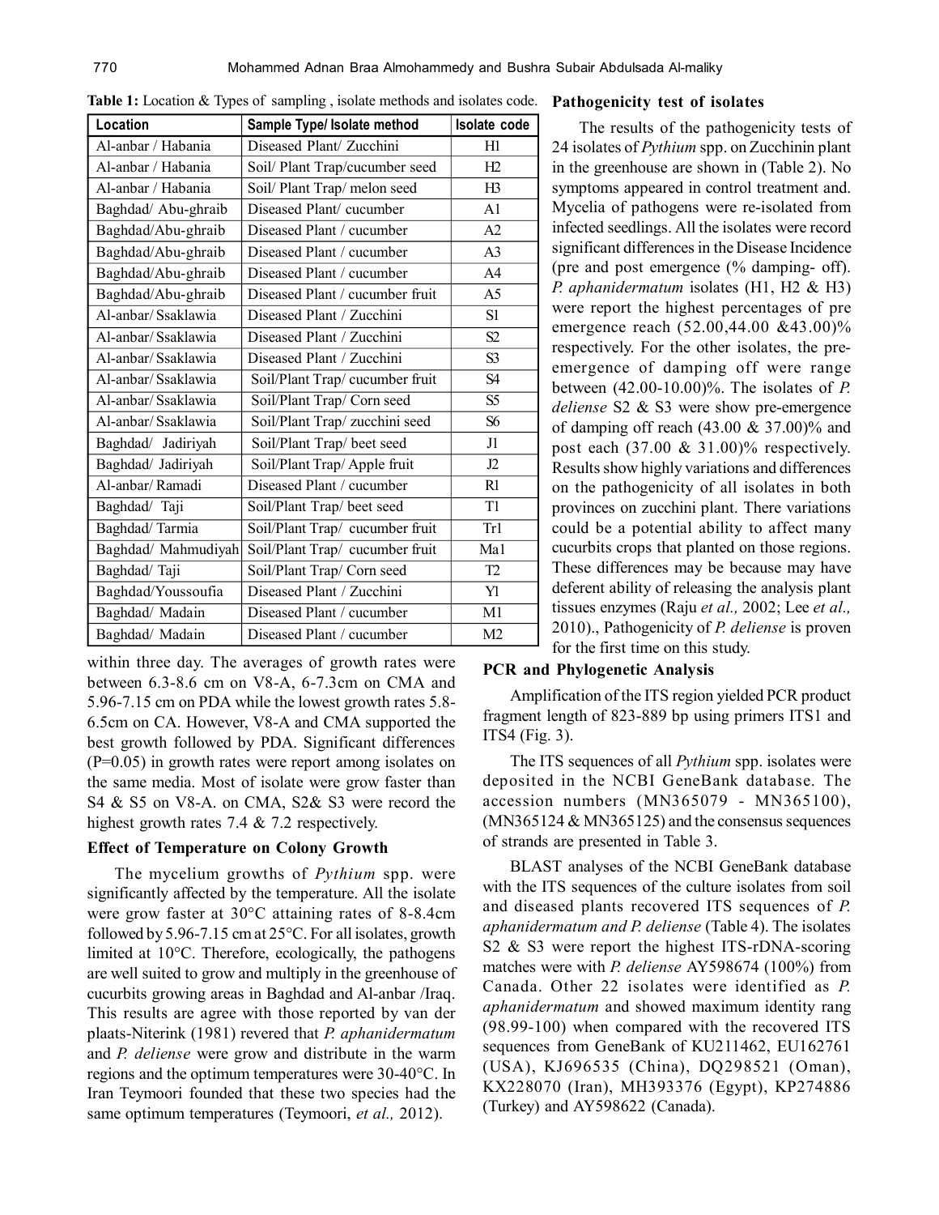**Table 1:** Location & Types of sampling , isolate methods and isolates code.

| Location | Sample Type/ Isolate method | Isolate code |
|---|---|---|
| Al-anbar / Habania | Diseased Plant/ Zucchini | H1 |
| Al-anbar / Habania | Soil/ Plant Trap/cucumber seed | H2 |
| Al-anbar / Habania | Soil/ Plant Trap/ melon seed | H3 |
| Baghdad/ Abu-ghraib | Diseased Plant/ cucumber | A1 |
| Baghdad/Abu-ghraib | Diseased Plant / cucumber | A2 |
| Baghdad/Abu-ghraib | Diseased Plant / cucumber | A3 |
| Baghdad/Abu-ghraib | Diseased Plant / cucumber | A4 |
| Baghdad/Abu-ghraib | Diseased Plant / cucumber fruit | A5 |
| Al-anbar/ Ssaklawia | Diseased Plant / Zucchini | S1 |
| Al-anbar/ Ssaklawia | Diseased Plant / Zucchini | S2 |
| Al-anbar/ Ssaklawia | Diseased Plant / Zucchini | S3 |
| Al-anbar/ Ssaklawia | Soil/Plant Trap/ cucumber fruit | S4 |
| Al-anbar/ Ssaklawia | Soil/Plant Trap/ Corn seed | S5 |
| Al-anbar/ Ssaklawia | Soil/Plant Trap/ zucchini seed | S6 |
| Baghdad/ Jadiriyah | Soil/Plant Trap/ beet seed | J1 |
| Baghdad/ Jadiriyah | Soil/Plant Trap/ Apple fruit | J2 |
| Al-anbar/ Ramadi | Diseased Plant / cucumber | R1 |
| Baghdad/ Taji | Soil/Plant Trap/ beet seed | T1 |
| Baghdad/ Tarmia | Soil/Plant Trap/ cucumber fruit | Tr1 |
| Baghdad/ Mahmudiyah | Soil/Plant Trap/ cucumber fruit | Ma1 |
| Baghdad/ Taji | Soil/Plant Trap/ Corn seed | T2 |
| Baghdad/Youssoufia | Diseased Plant / Zucchini | Y1 |
| Baghdad/ Madain | Diseased Plant / cucumber | M1 |
| Baghdad/ Madain | Diseased Plant / cucumber | M2 |

within three day. The averages of growth rates were between 6.3-8.6 cm on V8-A, 6-7.3cm on CMA and 5.96-7.15 cm on PDA while the lowest growth rates 5.8-6.5cm on CA. However, V8-A and CMA supported the best growth followed by PDA. Significant differences (P=0.05) in growth rates were report among isolates on the same media. Most of isolate were grow faster than S4 & S5 on V8-A. on CMA, S2& S3 were record the highest growth rates 7.4 & 7.2 respectively.

### Effect of Temperature on Colony Growth

The mycelium growths of *Pythium* spp. were significantly affected by the temperature. All the isolate were grow faster at 30°C attaining rates of 8-8.4cm followed by 5.96-7.15 cm at 25°C. For all isolates, growth limited at 10°C. Therefore, ecologically, the pathogens are well suited to grow and multiply in the greenhouse of cucurbits growing areas in Baghdad and Al-anbar /Iraq. This results are agree with those reported by van der plaats-Niterink (1981) revered that *P. aphanidermatum* and *P. deliense* were grow and distribute in the warm regions and the optimum temperatures were 30-40°C. In Iran Teymoori founded that these two species had the same optimum temperatures (Teymoori, *et al.,* 2012).

### Pathogenicity test of isolates

The results of the pathogenicity tests of 24 isolates of *Pythium* spp. on Zucchinin plant in the greenhouse are shown in (Table 2). No symptoms appeared in control treatment and. Mycelia of pathogens were re-isolated from infected seedlings. All the isolates were record significant differences in the Disease Incidence (pre and post emergence (% damping- off). *P. aphanidermatum* isolates (H1, H2 & H3) were report the highest percentages of pre emergence reach (52.00,44.00 &43.00)% respectively. For the other isolates, the pre-emergence of damping off were range between (42.00-10.00)%. The isolates of *P. deliense* S2 & S3 were show pre-emergence of damping off reach (43.00 & 37.00)% and post each (37.00 & 31.00)% respectively. Results show highly variations and differences on the pathogenicity of all isolates in both provinces on zucchini plant. There variations could be a potential ability to affect many cucurbits crops that planted on those regions. These differences may be because may have deferent ability of releasing the analysis plant tissues enzymes (Raju *et al.,* 2002; Lee *et al.,* 2010)., Pathogenicity of *P. deliense* is proven for the first time on this study.

### PCR and Phylogenetic Analysis

Amplification of the ITS region yielded PCR product fragment length of 823-889 bp using primers ITS1 and ITS4 (Fig. 3).

The ITS sequences of all *Pythium* spp. isolates were deposited in the NCBI GeneBank database. The accession numbers (MN365079 - MN365100), (MN365124 & MN365125) and the consensus sequences of strands are presented in Table 3.

BLAST analyses of the NCBI GeneBank database with the ITS sequences of the culture isolates from soil and diseased plants recovered ITS sequences of *P. aphanidermatum and P. deliense* (Table 4). The isolates S2 & S3 were report the highest ITS-rDNA-scoring matches were with *P. deliense* AY598674 (100%) from Canada. Other 22 isolates were identified as *P. aphanidermatum* and showed maximum identity rang (98.99-100) when compared with the recovered ITS sequences from GeneBank of KU211462, EU162761 (USA), KJ696535 (China), DQ298521 (Oman), KX228070 (Iran), MH393376 (Egypt), KP274886 (Turkey) and AY598622 (Canada).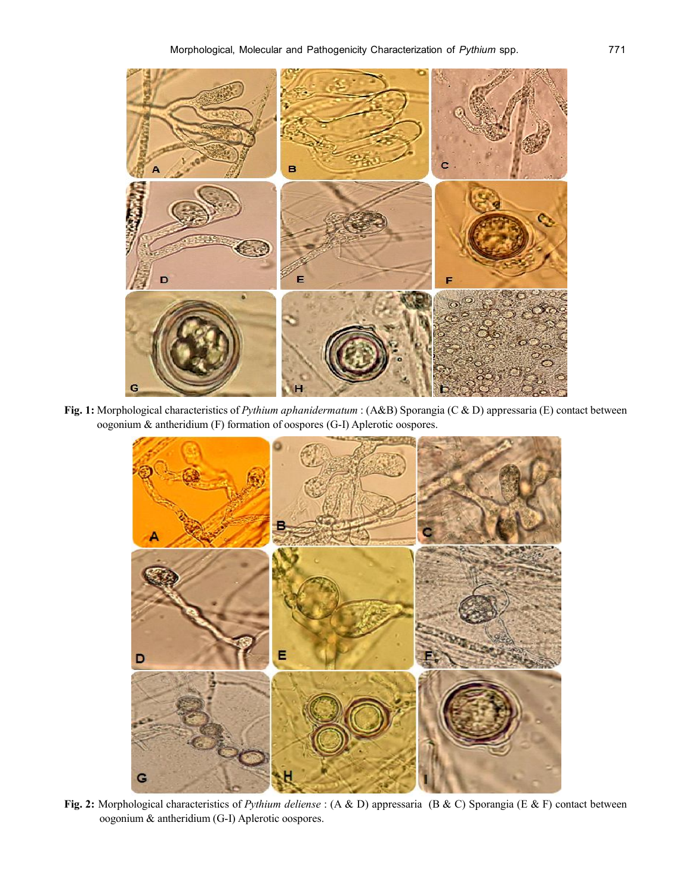**Fig. 1:** Morphological characteristics of *Pythium aphanidermatum* : (A&B) Sporangia (C & D) appressaria (E) contact between oogonium & antheridium (F) formation of oospores (G-I) Aplerotic oospores.

**Fig. 2:** Morphological characteristics of *Pythium deliense* : (A & D) appressaria (B & C) Sporangia (E & F) contact between oogonium & antheridium (G-I) Aplerotic oospores.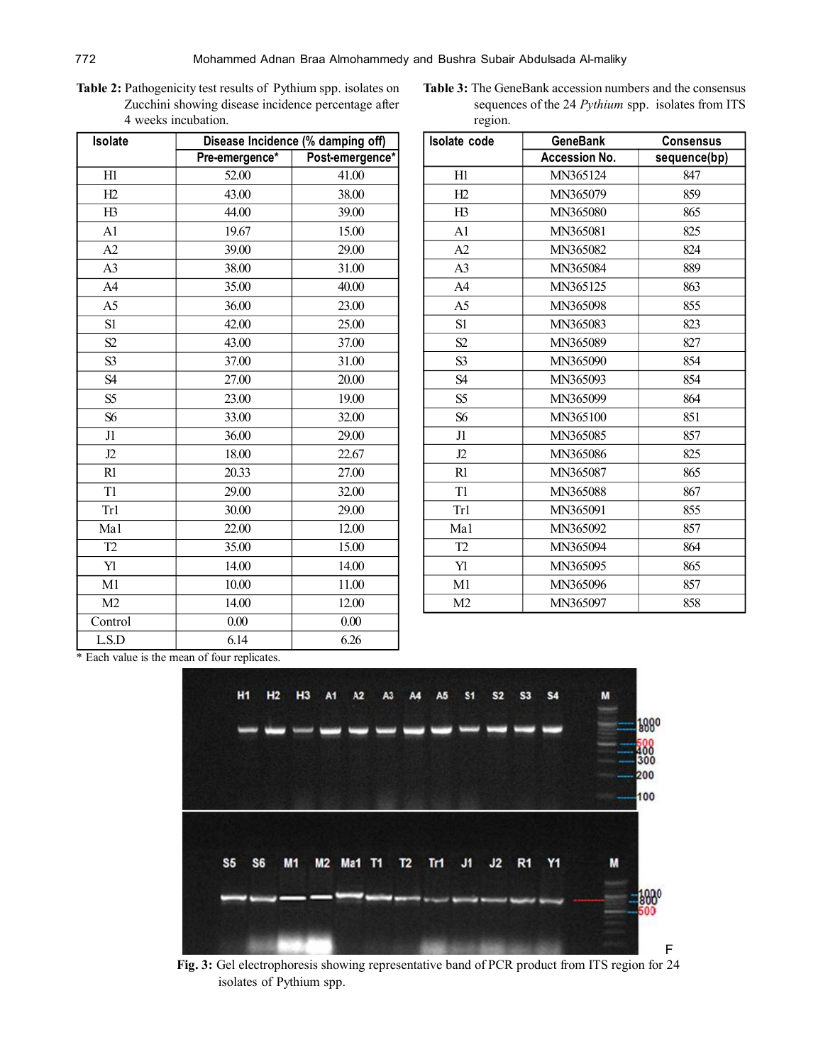**Table 2:** Pathogenicity test results of Pythium spp. isolates on Zucchini showing disease incidence percentage after 4 weeks incubation.

| Isolate | Disease Incidence (% damping off) | |
|---|---|---|
| | Pre-emergence* | Post-emergence* |
| H1 | 52.00 | 41.00 |
| H2 | 43.00 | 38.00 |
| H3 | 44.00 | 39.00 |
| A1 | 19.67 | 15.00 |
| A2 | 39.00 | 29.00 |
| A3 | 38.00 | 31.00 |
| A4 | 35.00 | 40.00 |
| A5 | 36.00 | 23.00 |
| S1 | 42.00 | 25.00 |
| S2 | 43.00 | 37.00 |
| S3 | 37.00 | 31.00 |
| S4 | 27.00 | 20.00 |
| S5 | 23.00 | 19.00 |
| S6 | 33.00 | 32.00 |
| J1 | 36.00 | 29.00 |
| J2 | 18.00 | 22.67 |
| R1 | 20.33 | 27.00 |
| T1 | 29.00 | 32.00 |
| Tr1 | 30.00 | 29.00 |
| Ma1 | 22.00 | 12.00 |
| T2 | 35.00 | 15.00 |
| Y1 | 14.00 | 14.00 |
| M1 | 10.00 | 11.00 |
| M2 | 14.00 | 12.00 |
| Control | 0.00 | 0.00 |
| L.S.D | 6.14 | 6.26 |

\* Each value is the mean of four replicates.

**Table 3:** The GeneBank accession numbers and the consensus sequences of the 24 *Pythium* spp. isolates from ITS region.

| Isolate code | GeneBank Accession No. | Consensus sequence(bp) |
|---|---|---|
| H1 | MN365124 | 847 |
| H2 | MN365079 | 859 |
| H3 | MN365080 | 865 |
| A1 | MN365081 | 825 |
| A2 | MN365082 | 824 |
| A3 | MN365084 | 889 |
| A4 | MN365125 | 863 |
| A5 | MN365098 | 855 |
| S1 | MN365083 | 823 |
| S2 | MN365089 | 827 |
| S3 | MN365090 | 854 |
| S4 | MN365093 | 854 |
| S5 | MN365099 | 864 |
| S6 | MN365100 | 851 |
| J1 | MN365085 | 857 |
| J2 | MN365086 | 825 |
| R1 | MN365087 | 865 |
| T1 | MN365088 | 867 |
| Tr1 | MN365091 | 855 |
| Ma1 | MN365092 | 857 |
| T2 | MN365094 | 864 |
| Y1 | MN365095 | 865 |
| M1 | MN365096 | 857 |
| M2 | MN365097 | 858 |

**Fig. 3:** Gel electrophoresis showing representative band of PCR product from ITS region for 24 isolates of Pythium spp.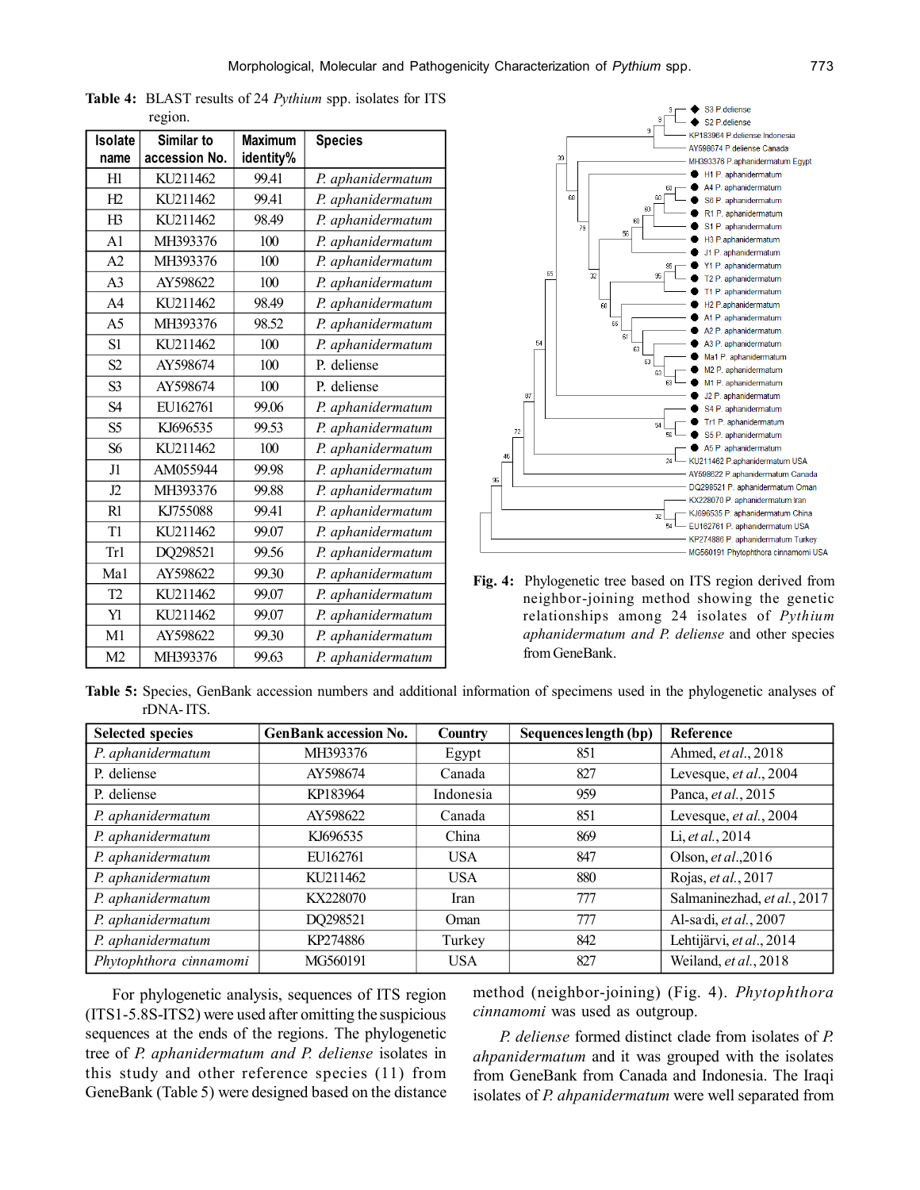**Table 4:** BLAST results of 24 *Pythium* spp. isolates for ITS region.

| Isolate name | Similar to accession No. | Maximum identity% | Species |
|---|---|---|---|
| H1 | KU211462 | 99.41 | *P. aphanidermatum* |
| H2 | KU211462 | 99.41 | *P. aphanidermatum* |
| H3 | KU211462 | 98.49 | *P. aphanidermatum* |
| A1 | MH393376 | 100 | *P. aphanidermatum* |
| A2 | MH393376 | 100 | *P. aphanidermatum* |
| A3 | AY598622 | 100 | *P. aphanidermatum* |
| A4 | KU211462 | 98.49 | *P. aphanidermatum* |
| A5 | MH393376 | 98.52 | *P. aphanidermatum* |
| S1 | KU211462 | 100 | *P. aphanidermatum* |
| S2 | AY598674 | 100 | P. deliense |
| S3 | AY598674 | 100 | P. deliense |
| S4 | EU162761 | 99.06 | *P. aphanidermatum* |
| S5 | KJ696535 | 99.53 | *P. aphanidermatum* |
| S6 | KU211462 | 100 | *P. aphanidermatum* |
| J1 | AM055944 | 99.98 | *P. aphanidermatum* |
| J2 | MH393376 | 99.88 | *P. aphanidermatum* |
| R1 | KJ755088 | 99.41 | *P. aphanidermatum* |
| T1 | KU211462 | 99.07 | *P. aphanidermatum* |
| Tr1 | DQ298521 | 99.56 | *P. aphanidermatum* |
| Ma1 | AY598622 | 99.30 | *P. aphanidermatum* |
| T2 | KU211462 | 99.07 | *P. aphanidermatum* |
| Y1 | KU211462 | 99.07 | *P. aphanidermatum* |
| M1 | AY598622 | 99.30 | *P. aphanidermatum* |
| M2 | MH393376 | 99.63 | *P. aphanidermatum* |

**Fig. 4:** Phylogenetic tree based on ITS region derived from neighbor-joining method showing the genetic relationships among 24 isolates of *Pythium aphanidermatum and P. deliense* and other species from GeneBank.

**Table 5:** Species, GenBank accession numbers and additional information of specimens used in the phylogenetic analyses of rDNA-ITS.

| Selected species | GenBank accession No. | Country | Sequences length (bp) | Reference |
|---|---|---|---|---|
| *P. aphanidermatum* | MH393376 | Egypt | 851 | Ahmed, *et al.*, 2018 |
| P. deliense | AY598674 | Canada | 827 | Levesque, *et al.*, 2004 |
| P. deliense | KP183964 | Indonesia | 959 | Panca, *et al.*, 2015 |
| *P. aphanidermatum* | AY598622 | Canada | 851 | Levesque, *et al.*, 2004 |
| *P. aphanidermatum* | KJ696535 | China | 869 | Li, *et al.*, 2014 |
| *P. aphanidermatum* | EU162761 | USA | 847 | Olson, *et al.*,2016 |
| *P. aphanidermatum* | KU211462 | USA | 880 | Rojas, *et al.*, 2017 |
| *P. aphanidermatum* | KX228070 | Iran | 777 | Salmaninezhad, *et al.*, 2017 |
| *P. aphanidermatum* | DQ298521 | Oman | 777 | Al-sa'di, *et al.*, 2007 |
| *P. aphanidermatum* | KP274886 | Turkey | 842 | Lehtijärvi, *et al.*, 2014 |
| *Phytophthora cinnamomi* | MG560191 | USA | 827 | Weiland, *et al.*, 2018 |

For phylogenetic analysis, sequences of ITS region (ITS1-5.8S-ITS2) were used after omitting the suspicious sequences at the ends of the regions. The phylogenetic tree of *P. aphanidermatum and P. deliense* isolates in this study and other reference species (11) from GeneBank (Table 5) were designed based on the distance method (neighbor-joining) (Fig. 4). *Phytophthora cinnamomi* was used as outgroup.

*P. deliense* formed distinct clade from isolates of *P. ahpanidermatum* and it was grouped with the isolates from GeneBank from Canada and Indonesia. The Iraqi isolates of *P. ahpanidermatum* were well separated from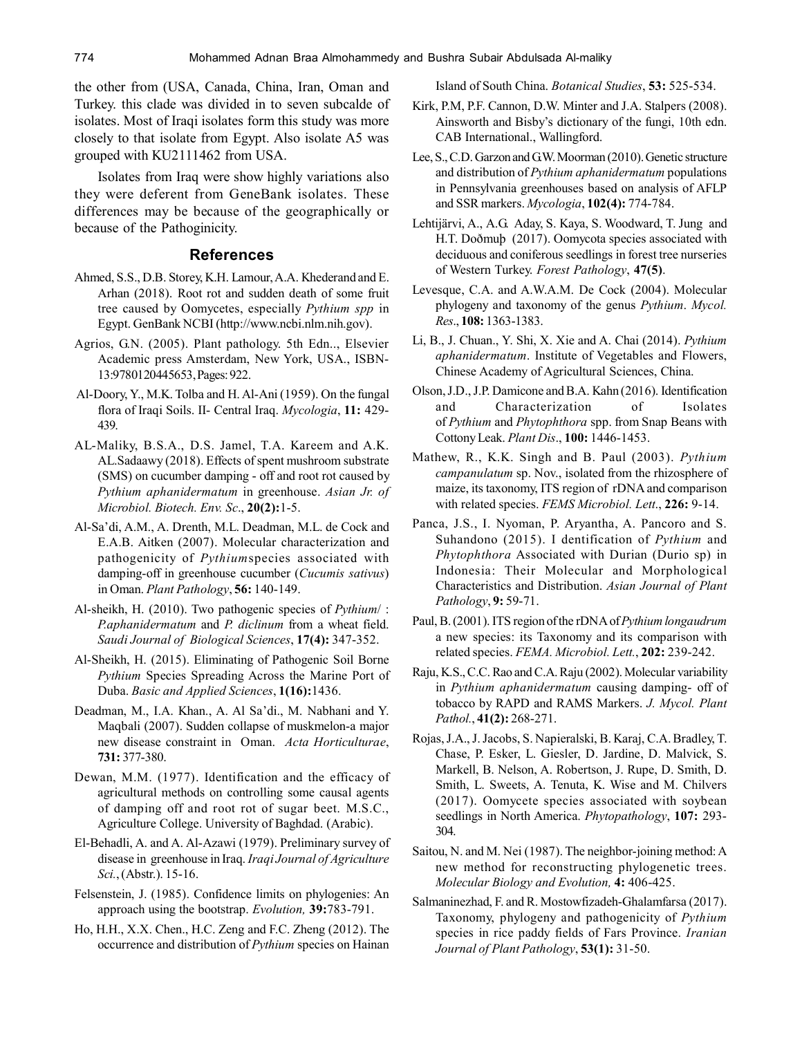the other from (USA, Canada, China, Iran, Oman and Turkey. this clade was divided in to seven subcalde of isolates. Most of Iraqi isolates form this study was more closely to that isolate from Egypt. Also isolate A5 was grouped with KU2111462 from USA.

Isolates from Iraq were show highly variations also they were deferent from GeneBank isolates. These differences may be because of the geographically or because of the Pathoginicity.

## References

Ahmed, S.S., D.B. Storey, K.H. Lamour, A.A. Khederand and E. Arhan (2018). Root rot and sudden death of some fruit tree caused by Oomycetes, especially *Pythium spp* in Egypt. GenBank NCBI (http://www.ncbi.nlm.nih.gov).

Agrios, G.N. (2005). Plant pathology. 5th Edn.., Elsevier Academic press Amsterdam, New York, USA., ISBN-13:9780120445653, Pages: 922.

Al-Doory, Y., M.K. Tolba and H. Al-Ani (1959). On the fungal flora of Iraqi Soils. II- Central Iraq. *Mycologia*, **11:** 429-439.

AL-Maliky, B.S.A., D.S. Jamel, T.A. Kareem and A.K. AL.Sadaawy (2018). Effects of spent mushroom substrate (SMS) on cucumber damping - off and root rot caused by *Pythium aphanidermatum* in greenhouse. *Asian Jr. of Microbiol. Biotech. Env. Sc*., **20(2):**1-5.

Al-Sa'di, A.M., A. Drenth, M.L. Deadman, M.L. de Cock and E.A.B. Aitken (2007). Molecular characterization and pathogenicity of *Pythium*species associated with damping-off in greenhouse cucumber (*Cucumis sativus*) in Oman. *Plant Pathology*, **56:** 140-149.

Al-sheikh, H. (2010). Two pathogenic species of *Pythium*/ : *P.aphanidermatum* and *P. diclinum* from a wheat field. *Saudi Journal of Biological Sciences*, **17(4):** 347-352.

Al-Sheikh, H. (2015). Eliminating of Pathogenic Soil Borne *Pythium* Species Spreading Across the Marine Port of Duba. *Basic and Applied Sciences*, **1(16):**1436.

Deadman, M., I.A. Khan., A. Al Sa'di., M. Nabhani and Y. Maqbali (2007). Sudden collapse of muskmelon-a major new disease constraint in Oman. *Acta Horticulturae*, **731:** 377-380.

Dewan, M.M. (1977). Identification and the efficacy of agricultural methods on controlling some causal agents of damping off and root rot of sugar beet. M.S.C., Agriculture College. University of Baghdad. (Arabic).

El-Behadli, A. and A. Al-Azawi (1979). Preliminary survey of disease in greenhouse in Iraq. *Iraqi Journal of Agriculture Sci.*, (Abstr.). 15-16.

Felsenstein, J. (1985). Confidence limits on phylogenies: An approach using the bootstrap. *Evolution,* **39:**783-791.

Ho, H.H., X.X. Chen., H.C. Zeng and F.C. Zheng (2012). The occurrence and distribution of *Pythium* species on Hainan Island of South China. *Botanical Studies*, **53:** 525-534.

Kirk, P.M, P.F. Cannon, D.W. Minter and J.A. Stalpers (2008). Ainsworth and Bisby's dictionary of the fungi, 10th edn. CAB International., Wallingford.

Lee, S., C.D. Garzon and G.W. Moorman (2010). Genetic structure and distribution of *Pythium aphanidermatum* populations in Pennsylvania greenhouses based on analysis of AFLP and SSR markers. *Mycologia*, **102(4):** 774-784.

Lehtijärvi, A., A.G. Aday, S. Kaya, S. Woodward, T. Jung and H.T. Doðmuþ (2017). Oomycota species associated with deciduous and coniferous seedlings in forest tree nurseries of Western Turkey. *Forest Pathology*, **47(5)**.

Levesque, C.A. and A.W.A.M. De Cock (2004). Molecular phylogeny and taxonomy of the genus *Pythium*. *Mycol. Res*., **108:** 1363-1383.

Li, B., J. Chuan., Y. Shi, X. Xie and A. Chai (2014). *Pythium aphanidermatum*. Institute of Vegetables and Flowers, Chinese Academy of Agricultural Sciences, China.

Olson, J.D., J.P. Damicone and B.A. Kahn (2016). Identification and Characterization of Isolates of *Pythium* and *Phytophthora* spp. from Snap Beans with Cottony Leak. *Plant Dis*., **100:** 1446-1453.

Mathew, R., K.K. Singh and B. Paul (2003). *Pythium campanulatum* sp. Nov., isolated from the rhizosphere of maize, its taxonomy, ITS region of rDNA and comparison with related species. *FEMS Microbiol. Lett*., **226:** 9-14.

Panca, J.S., I. Nyoman, P. Aryantha, A. Pancoro and S. Suhandono (2015). I dentification of *Pythium* and *Phytophthora* Associated with Durian (Durio sp) in Indonesia: Their Molecular and Morphological Characteristics and Distribution. *Asian Journal of Plant Pathology*, **9:** 59-71.

Paul, B. (2001). ITS region of the rDNA of *Pythium longaudrum* a new species: its Taxonomy and its comparison with related species. *FEMA. Microbiol. Lett.*, **202:** 239-242.

Raju, K.S., C.C. Rao and C.A. Raju (2002). Molecular variability in *Pythium aphanidermatum* causing damping- off of tobacco by RAPD and RAMS Markers. *J. Mycol. Plant Pathol.*, **41(2):** 268-271.

Rojas, J.A., J. Jacobs, S. Napieralski, B. Karaj, C.A. Bradley, T. Chase, P. Esker, L. Giesler, D. Jardine, D. Malvick, S. Markell, B. Nelson, A. Robertson, J. Rupe, D. Smith, D. Smith, L. Sweets, A. Tenuta, K. Wise and M. Chilvers (2017). Oomycete species associated with soybean seedlings in North America. *Phytopathology*, **107:** 293-304.

Saitou, N. and M. Nei (1987). The neighbor-joining method: A new method for reconstructing phylogenetic trees. *Molecular Biology and Evolution,* **4:** 406-425.

Salmaninezhad, F. and R. Mostowfizadeh-Ghalamfarsa (2017). Taxonomy, phylogeny and pathogenicity of *Pythium* species in rice paddy fields of Fars Province. *Iranian Journal of Plant Pathology*, **53(1):** 31-50.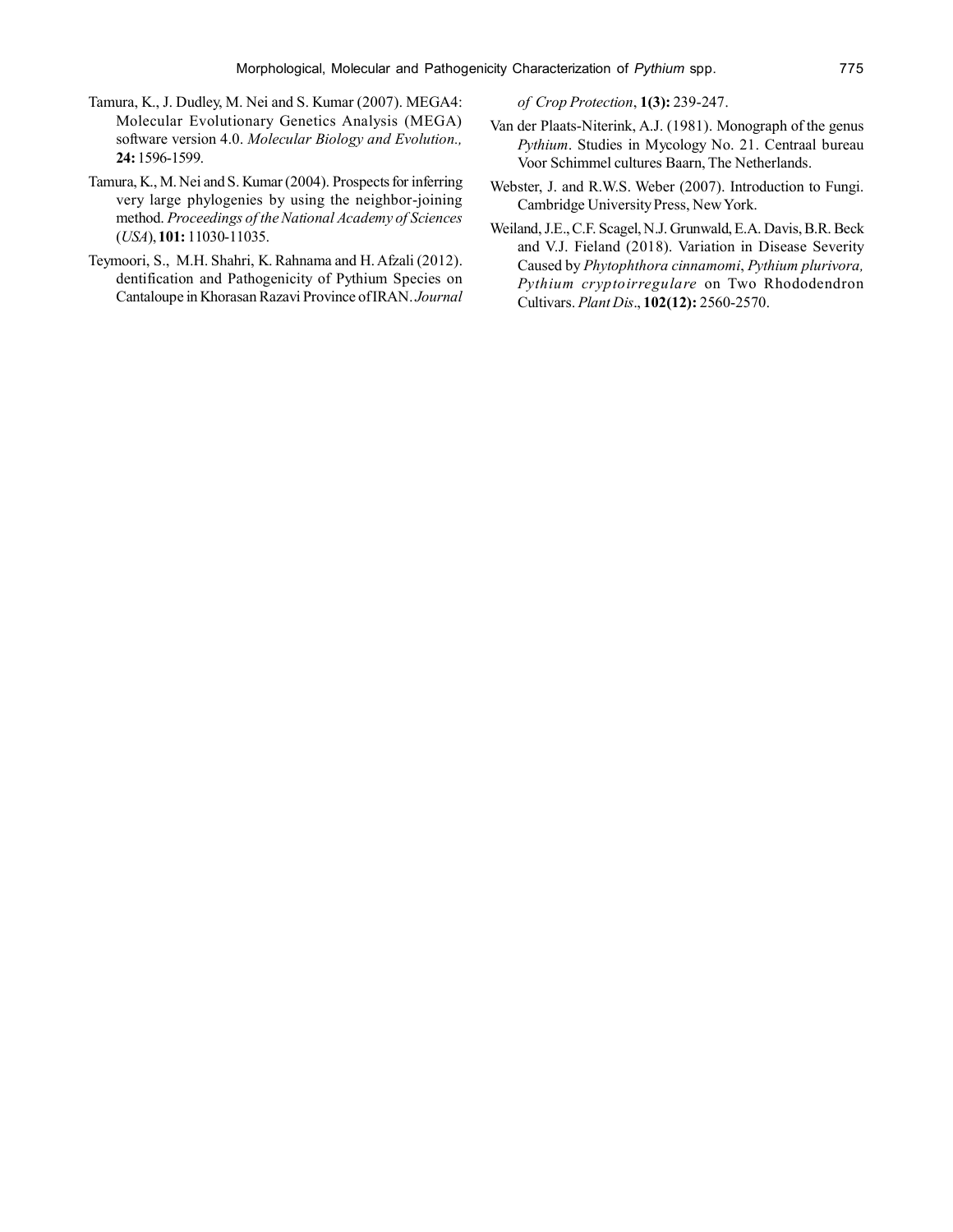Tamura, K., J. Dudley, M. Nei and S. Kumar (2007). MEGA4: Molecular Evolutionary Genetics Analysis (MEGA) software version 4.0. *Molecular Biology and Evolution.,* **24:** 1596-1599.

Tamura, K., M. Nei and S. Kumar (2004). Prospects for inferring very large phylogenies by using the neighbor-joining method. *Proceedings of the National Academy of Sciences* (*USA*), **101:** 11030-11035.

Teymoori, S., M.H. Shahri, K. Rahnama and H. Afzali (2012). dentification and Pathogenicity of Pythium Species on Cantaloupe in Khorasan Razavi Province of IRAN. *Journal of Crop Protection*, **1(3):** 239-247.

Van der Plaats-Niterink, A.J. (1981). Monograph of the genus *Pythium*. Studies in Mycology No. 21. Centraal bureau Voor Schimmel cultures Baarn, The Netherlands.

Webster, J. and R.W.S. Weber (2007). Introduction to Fungi. Cambridge University Press, New York.

Weiland, J.E., C.F. Scagel, N.J. Grunwald, E.A. Davis, B.R. Beck and V.J. Fieland (2018). Variation in Disease Severity Caused by *Phytophthora cinnamomi*, *Pythium plurivora, Pythium cryptoirregulare* on Two Rhododendron Cultivars. *Plant Dis*., **102(12):** 2560-2570.